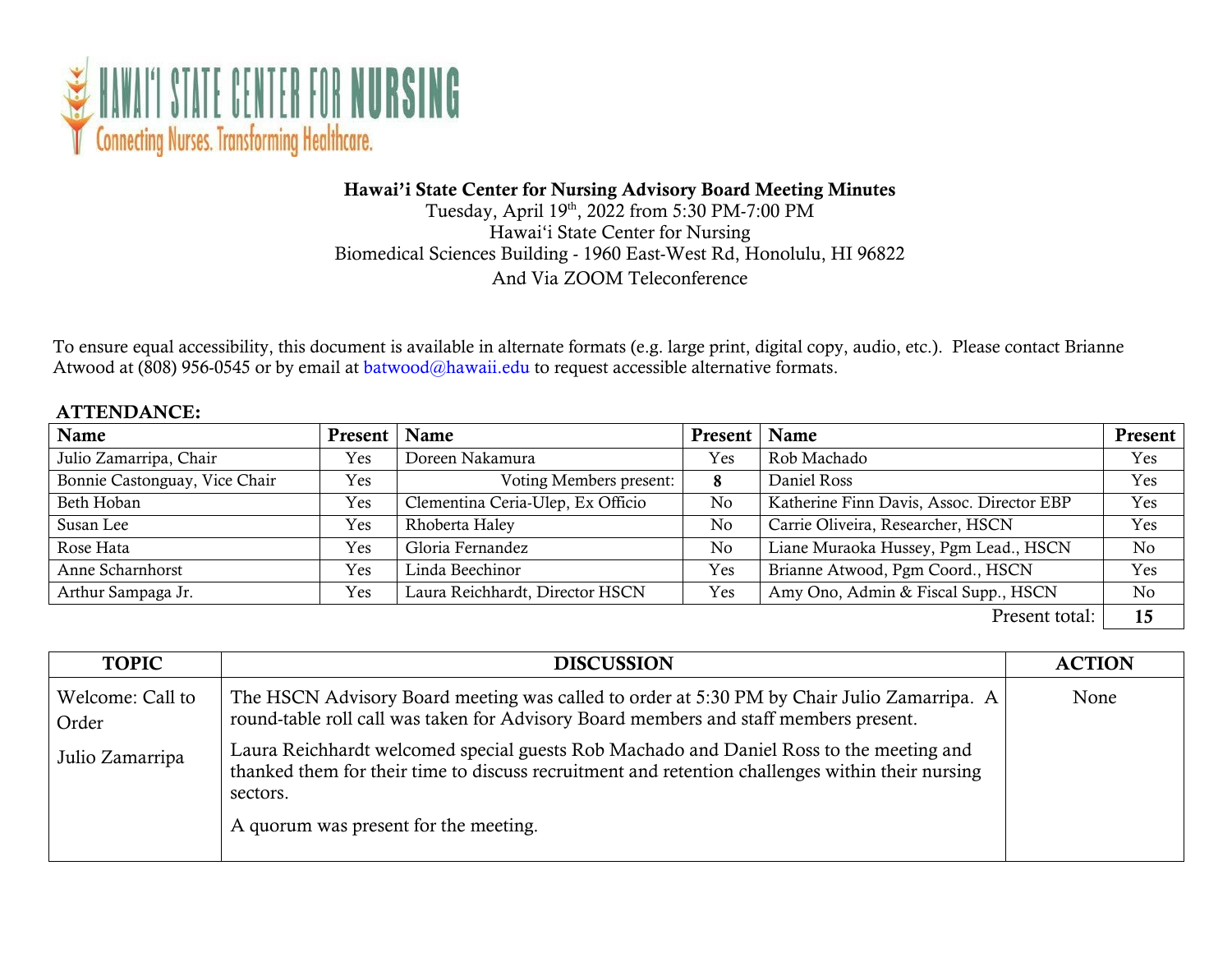HAWAIʻI STATE CENTER FOR NURSING
Connecting Nurses. Transforming Healthcare.

# Hawai'i State Center for Nursing Advisory Board Meeting Minutes

Tuesday, April 19th, 2022 from 5:30 PM-7:00 PM
Hawai'i State Center for Nursing
Biomedical Sciences Building - 1960 East-West Rd, Honolulu, HI 96822
And Via ZOOM Teleconference

To ensure equal accessibility, this document is available in alternate formats (e.g. large print, digital copy, audio, etc.). Please contact Brianne Atwood at (808) 956-0545 or by email at batwood@hawaii.edu to request accessible alternative formats.

## ATTENDANCE:

| Name | Present | Name | Present | Name | Present |
|---|---|---|---|---|---|
| Julio Zamarripa, Chair | Yes | Doreen Nakamura | Yes | Rob Machado | Yes |
| Bonnie Castonguay, Vice Chair | Yes | Voting Members present: | **8** | Daniel Ross | Yes |
| Beth Hoban | Yes | Clementina Ceria-Ulep, Ex Officio | No | Katherine Finn Davis, Assoc. Director EBP | Yes |
| Susan Lee | Yes | Rhoberta Haley | No | Carrie Oliveira, Researcher, HSCN | Yes |
| Rose Hata | Yes | Gloria Fernandez | No | Liane Muraoka Hussey, Pgm Lead., HSCN | No |
| Anne Scharnhorst | Yes | Linda Beechinor | Yes | Brianne Atwood, Pgm Coord., HSCN | Yes |
| Arthur Sampaga Jr. | Yes | Laura Reichhardt, Director HSCN | Yes | Amy Ono, Admin & Fiscal Supp., HSCN | No |
| | | | | Present total: | **15** |

| TOPIC | DISCUSSION | ACTION |
|---|---|---|
| Welcome: Call to Order<br><br>Julio Zamarripa | The HSCN Advisory Board meeting was called to order at 5:30 PM by Chair Julio Zamarripa. A round-table roll call was taken for Advisory Board members and staff members present.<br><br>Laura Reichhardt welcomed special guests Rob Machado and Daniel Ross to the meeting and thanked them for their time to discuss recruitment and retention challenges within their nursing sectors.<br><br>A quorum was present for the meeting. | None |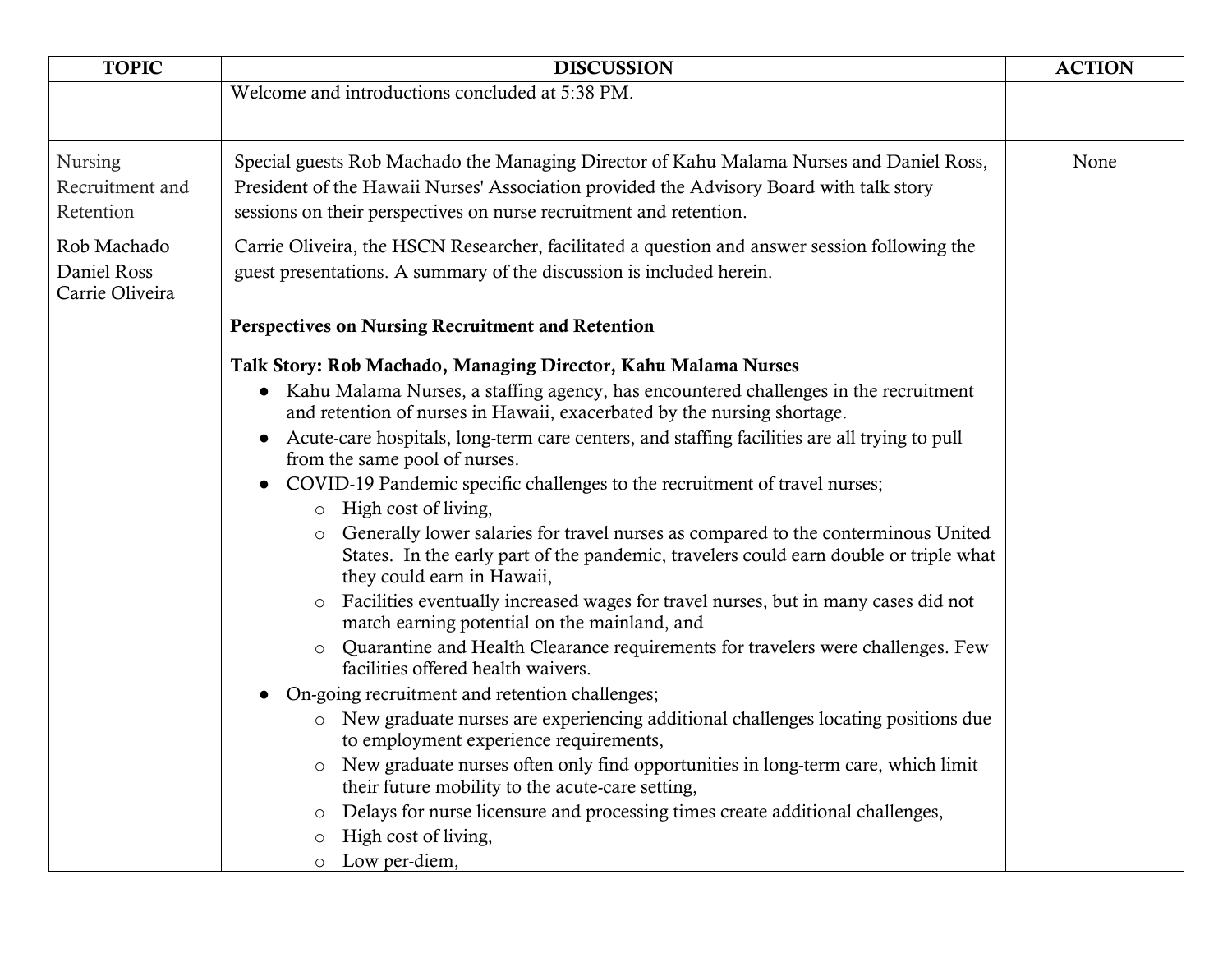| TOPIC | DISCUSSION | ACTION |
|---|---|---|
| | Welcome and introductions concluded at 5:38 PM. | |
| Nursing Recruitment and Retention<br><br>Rob Machado<br>Daniel Ross<br>Carrie Oliveira | Special guests Rob Machado the Managing Director of Kahu Malama Nurses and Daniel Ross, President of the Hawaii Nurses' Association provided the Advisory Board with talk story sessions on their perspectives on nurse recruitment and retention.<br><br>Carrie Oliveira, the HSCN Researcher, facilitated a question and answer session following the guest presentations. A summary of the discussion is included herein.<br><br>**Perspectives on Nursing Recruitment and Retention**<br><br>**Talk Story: Rob Machado, Managing Director, Kahu Malama Nurses**<br>● Kahu Malama Nurses, a staffing agency, has encountered challenges in the recruitment and retention of nurses in Hawaii, exacerbated by the nursing shortage.<br>● Acute-care hospitals, long-term care centers, and staffing facilities are all trying to pull from the same pool of nurses.<br>● COVID-19 Pandemic specific challenges to the recruitment of travel nurses;<br>&nbsp;&nbsp;&nbsp;&nbsp;○ High cost of living,<br>&nbsp;&nbsp;&nbsp;&nbsp;○ Generally lower salaries for travel nurses as compared to the conterminous United States. In the early part of the pandemic, travelers could earn double or triple what they could earn in Hawaii,<br>&nbsp;&nbsp;&nbsp;&nbsp;○ Facilities eventually increased wages for travel nurses, but in many cases did not match earning potential on the mainland, and<br>&nbsp;&nbsp;&nbsp;&nbsp;○ Quarantine and Health Clearance requirements for travelers were challenges. Few facilities offered health waivers.<br>● On-going recruitment and retention challenges;<br>&nbsp;&nbsp;&nbsp;&nbsp;○ New graduate nurses are experiencing additional challenges locating positions due to employment experience requirements,<br>&nbsp;&nbsp;&nbsp;&nbsp;○ New graduate nurses often only find opportunities in long-term care, which limit their future mobility to the acute-care setting,<br>&nbsp;&nbsp;&nbsp;&nbsp;○ Delays for nurse licensure and processing times create additional challenges,<br>&nbsp;&nbsp;&nbsp;&nbsp;○ High cost of living,<br>&nbsp;&nbsp;&nbsp;&nbsp;○ Low per-diem, | None |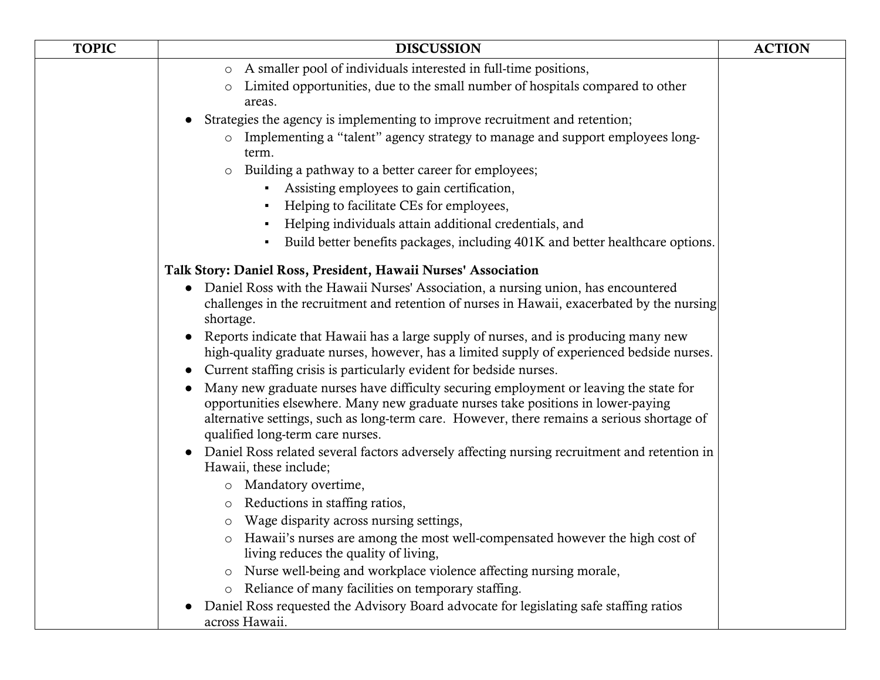| TOPIC | DISCUSSION | ACTION |
|---|---|---|
| | ◦ A smaller pool of individuals interested in full-time positions,<br>◦ Limited opportunities, due to the small number of hospitals compared to other areas.<br>● Strategies the agency is implementing to improve recruitment and retention;<br>◦ Implementing a "talent" agency strategy to manage and support employees long-term.<br>◦ Building a pathway to a better career for employees;<br>▪ Assisting employees to gain certification,<br>▪ Helping to facilitate CEs for employees,<br>▪ Helping individuals attain additional credentials, and<br>▪ Build better benefits packages, including 401K and better healthcare options.<br><br>**Talk Story: Daniel Ross, President, Hawaii Nurses' Association**<br>● Daniel Ross with the Hawaii Nurses' Association, a nursing union, has encountered challenges in the recruitment and retention of nurses in Hawaii, exacerbated by the nursing shortage.<br>● Reports indicate that Hawaii has a large supply of nurses, and is producing many new high-quality graduate nurses, however, has a limited supply of experienced bedside nurses.<br>● Current staffing crisis is particularly evident for bedside nurses.<br>● Many new graduate nurses have difficulty securing employment or leaving the state for opportunities elsewhere. Many new graduate nurses take positions in lower-paying alternative settings, such as long-term care. However, there remains a serious shortage of qualified long-term care nurses.<br>● Daniel Ross related several factors adversely affecting nursing recruitment and retention in Hawaii, these include;<br>◦ Mandatory overtime,<br>◦ Reductions in staffing ratios,<br>◦ Wage disparity across nursing settings,<br>◦ Hawaii's nurses are among the most well-compensated however the high cost of living reduces the quality of living,<br>◦ Nurse well-being and workplace violence affecting nursing morale,<br>◦ Reliance of many facilities on temporary staffing.<br>● Daniel Ross requested the Advisory Board advocate for legislating safe staffing ratios across Hawaii. | |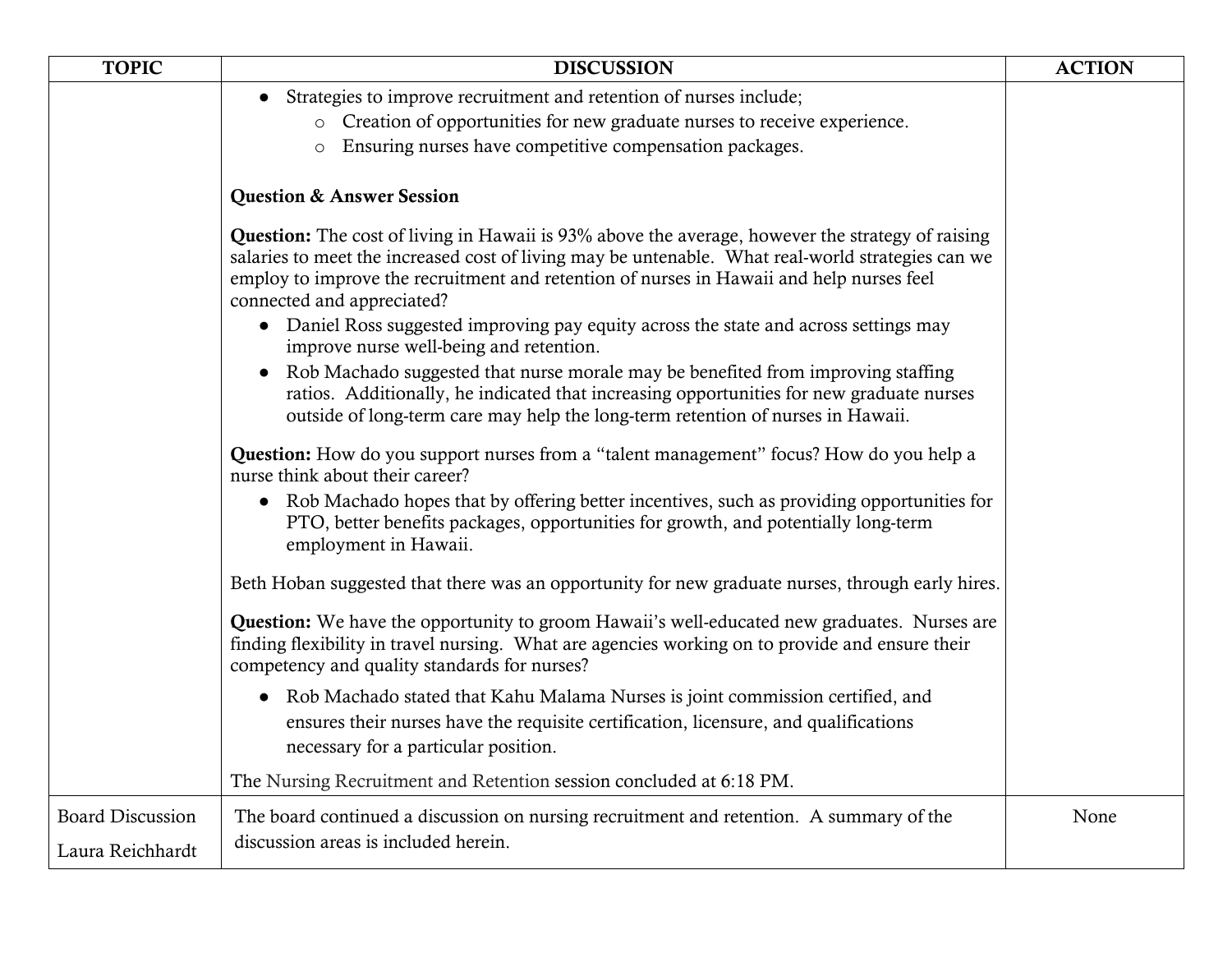| TOPIC | DISCUSSION | ACTION |
| --- | --- | --- |
| | • Strategies to improve recruitment and retention of nurses include;<br>  o Creation of opportunities for new graduate nurses to receive experience.<br>  o Ensuring nurses have competitive compensation packages.<br><br>**Question & Answer Session**<br><br>**Question:** The cost of living in Hawaii is 93% above the average, however the strategy of raising salaries to meet the increased cost of living may be untenable. What real-world strategies can we employ to improve the recruitment and retention of nurses in Hawaii and help nurses feel connected and appreciated?<br>• Daniel Ross suggested improving pay equity across the state and across settings may improve nurse well-being and retention.<br>• Rob Machado suggested that nurse morale may be benefited from improving staffing ratios. Additionally, he indicated that increasing opportunities for new graduate nurses outside of long-term care may help the long-term retention of nurses in Hawaii.<br><br>**Question:** How do you support nurses from a "talent management" focus? How do you help a nurse think about their career?<br>• Rob Machado hopes that by offering better incentives, such as providing opportunities for PTO, better benefits packages, opportunities for growth, and potentially long-term employment in Hawaii.<br><br>Beth Hoban suggested that there was an opportunity for new graduate nurses, through early hires.<br><br>**Question:** We have the opportunity to groom Hawaii's well-educated new graduates. Nurses are finding flexibility in travel nursing. What are agencies working on to provide and ensure their competency and quality standards for nurses?<br>• Rob Machado stated that Kahu Malama Nurses is joint commission certified, and ensures their nurses have the requisite certification, licensure, and qualifications necessary for a particular position.<br><br>The Nursing Recruitment and Retention session concluded at 6:18 PM. | |
| Board Discussion<br><br>Laura Reichhardt | The board continued a discussion on nursing recruitment and retention. A summary of the discussion areas is included herein. | None |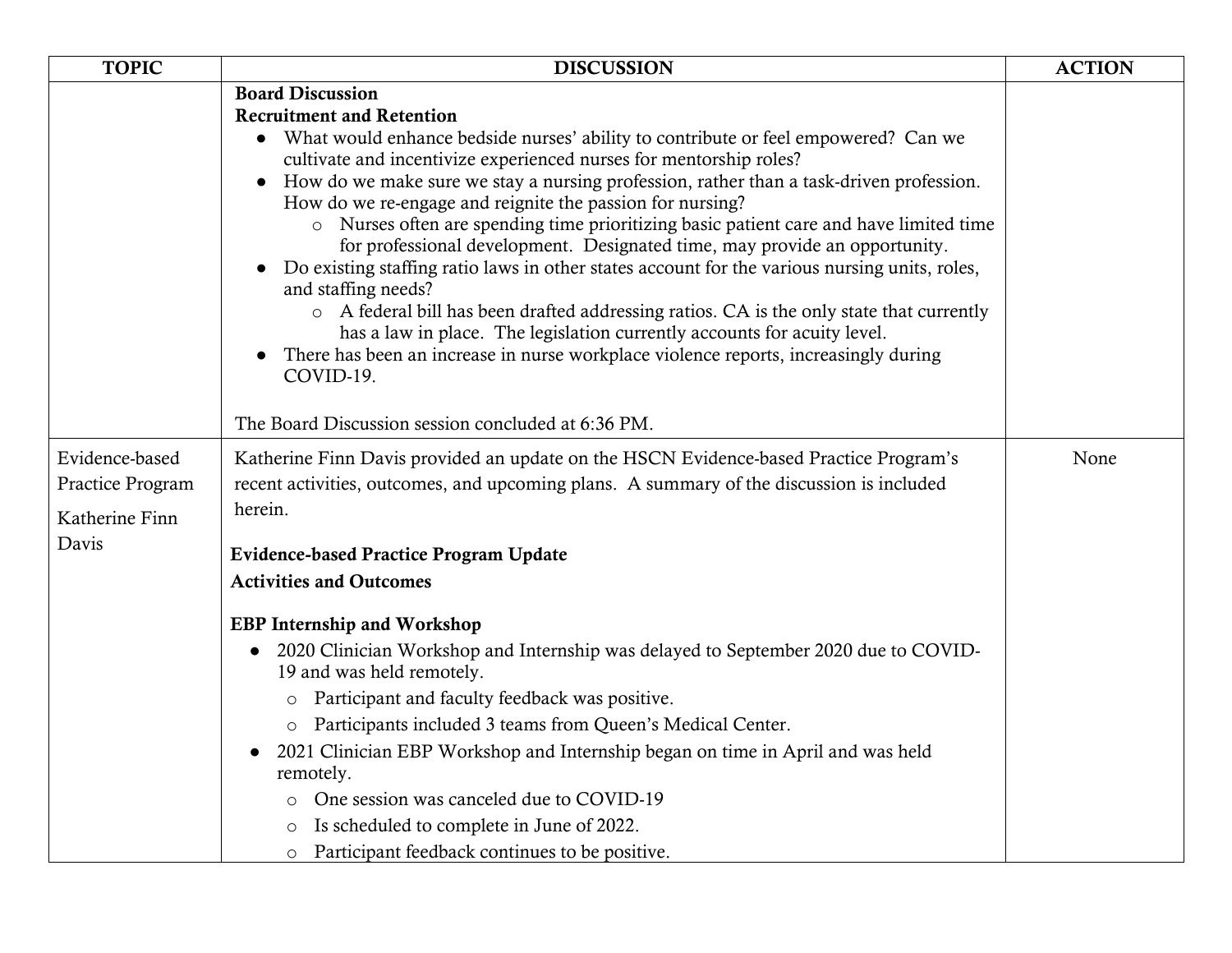| TOPIC | DISCUSSION | ACTION |
|---|---|---|
| | **Board Discussion**<br>**Recruitment and Retention**<br>● What would enhance bedside nurses' ability to contribute or feel empowered? Can we cultivate and incentivize experienced nurses for mentorship roles?<br>● How do we make sure we stay a nursing profession, rather than a task-driven profession. How do we re-engage and reignite the passion for nursing?<br>&nbsp;&nbsp;&nbsp;&nbsp;○ Nurses often are spending time prioritizing basic patient care and have limited time for professional development. Designated time, may provide an opportunity.<br>● Do existing staffing ratio laws in other states account for the various nursing units, roles, and staffing needs?<br>&nbsp;&nbsp;&nbsp;&nbsp;○ A federal bill has been drafted addressing ratios. CA is the only state that currently has a law in place. The legislation currently accounts for acuity level.<br>● There has been an increase in nurse workplace violence reports, increasingly during COVID-19.<br><br>The Board Discussion session concluded at 6:36 PM. | |
| Evidence-based Practice Program<br><br>Katherine Finn Davis | Katherine Finn Davis provided an update on the HSCN Evidence-based Practice Program's recent activities, outcomes, and upcoming plans. A summary of the discussion is included herein.<br><br>**Evidence-based Practice Program Update**<br>**Activities and Outcomes**<br><br>**EBP Internship and Workshop**<br>● 2020 Clinician Workshop and Internship was delayed to September 2020 due to COVID-19 and was held remotely.<br>&nbsp;&nbsp;&nbsp;&nbsp;○ Participant and faculty feedback was positive.<br>&nbsp;&nbsp;&nbsp;&nbsp;○ Participants included 3 teams from Queen's Medical Center.<br>● 2021 Clinician EBP Workshop and Internship began on time in April and was held remotely.<br>&nbsp;&nbsp;&nbsp;&nbsp;○ One session was canceled due to COVID-19<br>&nbsp;&nbsp;&nbsp;&nbsp;○ Is scheduled to complete in June of 2022.<br>&nbsp;&nbsp;&nbsp;&nbsp;○ Participant feedback continues to be positive. | None |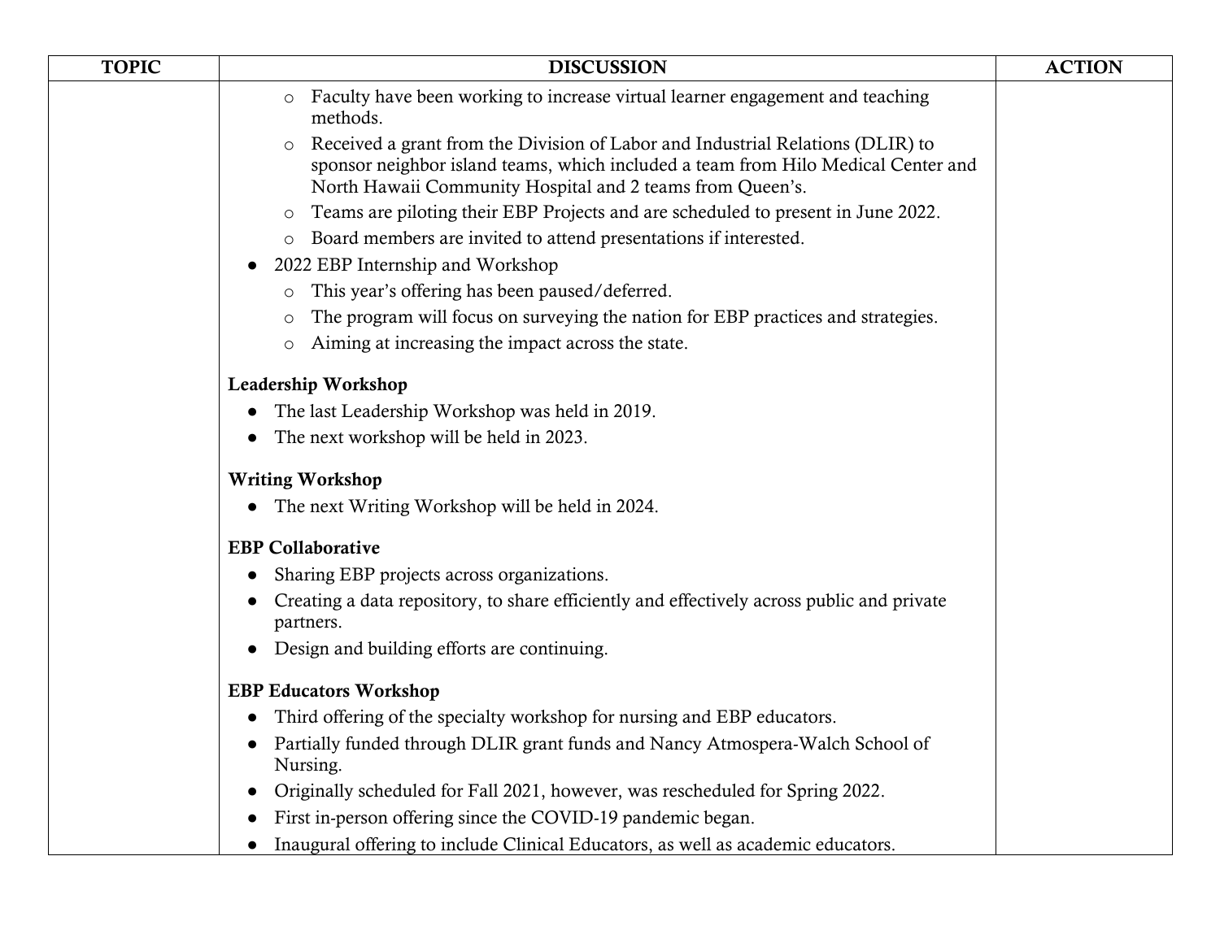| TOPIC | DISCUSSION | ACTION |
|---|---|---|
| | ○ Faculty have been working to increase virtual learner engagement and teaching methods.<br>○ Received a grant from the Division of Labor and Industrial Relations (DLIR) to sponsor neighbor island teams, which included a team from Hilo Medical Center and North Hawaii Community Hospital and 2 teams from Queen's.<br>○ Teams are piloting their EBP Projects and are scheduled to present in June 2022.<br>○ Board members are invited to attend presentations if interested.<br>● 2022 EBP Internship and Workshop<br>○ This year's offering has been paused/deferred.<br>○ The program will focus on surveying the nation for EBP practices and strategies.<br>○ Aiming at increasing the impact across the state.<br><br>**Leadership Workshop**<br>● The last Leadership Workshop was held in 2019.<br>● The next workshop will be held in 2023.<br><br>**Writing Workshop**<br>● The next Writing Workshop will be held in 2024.<br><br>**EBP Collaborative**<br>● Sharing EBP projects across organizations.<br>● Creating a data repository, to share efficiently and effectively across public and private partners.<br>● Design and building efforts are continuing.<br><br>**EBP Educators Workshop**<br>● Third offering of the specialty workshop for nursing and EBP educators.<br>● Partially funded through DLIR grant funds and Nancy Atmospera-Walch School of Nursing.<br>● Originally scheduled for Fall 2021, however, was rescheduled for Spring 2022.<br>● First in-person offering since the COVID-19 pandemic began.<br>● Inaugural offering to include Clinical Educators, as well as academic educators. | |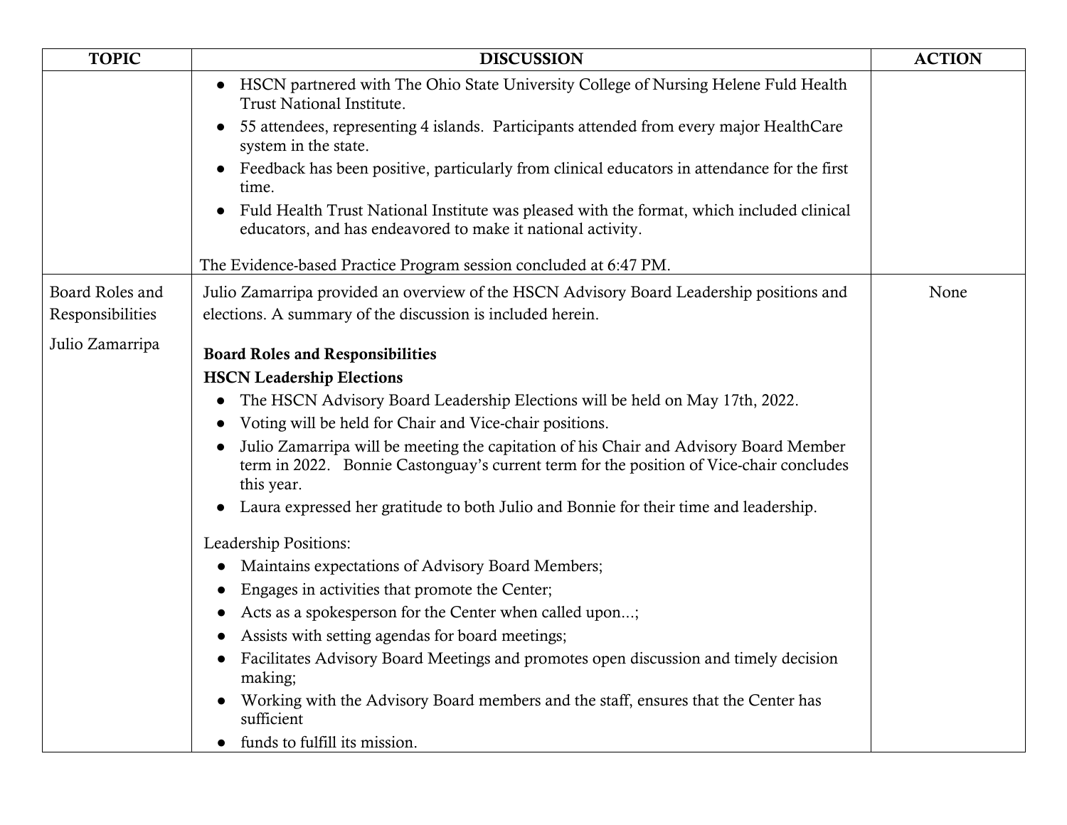| TOPIC | DISCUSSION | ACTION |
|---|---|---|
| | • HSCN partnered with The Ohio State University College of Nursing Helene Fuld Health Trust National Institute.<br>• 55 attendees, representing 4 islands. Participants attended from every major HealthCare system in the state.<br>• Feedback has been positive, particularly from clinical educators in attendance for the first time.<br>• Fuld Health Trust National Institute was pleased with the format, which included clinical educators, and has endeavored to make it national activity.<br><br>The Evidence-based Practice Program session concluded at 6:47 PM. | |
| Board Roles and Responsibilities<br><br>Julio Zamarripa | Julio Zamarripa provided an overview of the HSCN Advisory Board Leadership positions and elections. A summary of the discussion is included herein.<br><br>**Board Roles and Responsibilities**<br>**HSCN Leadership Elections**<br>• The HSCN Advisory Board Leadership Elections will be held on May 17th, 2022.<br>• Voting will be held for Chair and Vice-chair positions.<br>• Julio Zamarripa will be meeting the capitation of his Chair and Advisory Board Member term in 2022. Bonnie Castonguay's current term for the position of Vice-chair concludes this year.<br>• Laura expressed her gratitude to both Julio and Bonnie for their time and leadership.<br><br>Leadership Positions:<br>• Maintains expectations of Advisory Board Members;<br>• Engages in activities that promote the Center;<br>• Acts as a spokesperson for the Center when called upon...;<br>• Assists with setting agendas for board meetings;<br>• Facilitates Advisory Board Meetings and promotes open discussion and timely decision making;<br>• Working with the Advisory Board members and the staff, ensures that the Center has sufficient<br>• funds to fulfill its mission. | None |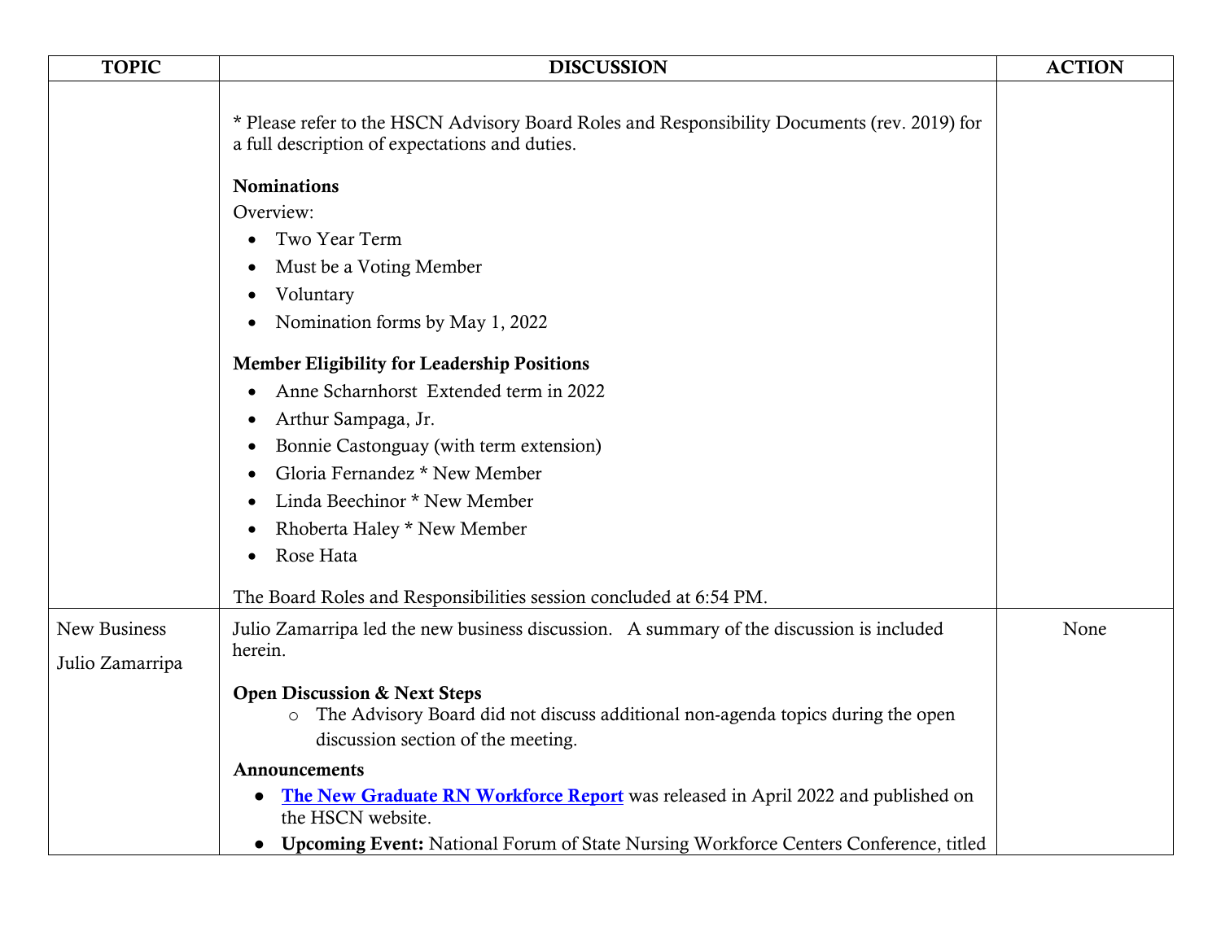| TOPIC | DISCUSSION | ACTION |
| --- | --- | --- |
| | * Please refer to the HSCN Advisory Board Roles and Responsibility Documents (rev. 2019) for a full description of expectations and duties.<br><br>**Nominations**<br>Overview:<br>• Two Year Term<br>• Must be a Voting Member<br>• Voluntary<br>• Nomination forms by May 1, 2022<br><br>**Member Eligibility for Leadership Positions**<br>• Anne Scharnhorst Extended term in 2022<br>• Arthur Sampaga, Jr.<br>• Bonnie Castonguay (with term extension)<br>• Gloria Fernandez * New Member<br>• Linda Beechinor * New Member<br>• Rhoberta Haley * New Member<br>• Rose Hata<br><br>The Board Roles and Responsibilities session concluded at 6:54 PM. | |
| New Business<br><br>Julio Zamarripa | Julio Zamarripa led the new business discussion. A summary of the discussion is included herein.<br><br>**Open Discussion & Next Steps**<br>○ The Advisory Board did not discuss additional non-agenda topics during the open discussion section of the meeting.<br><br>**Announcements**<br>• **The New Graduate RN Workforce Report** was released in April 2022 and published on the HSCN website.<br>• **Upcoming Event:** National Forum of State Nursing Workforce Centers Conference, titled | None |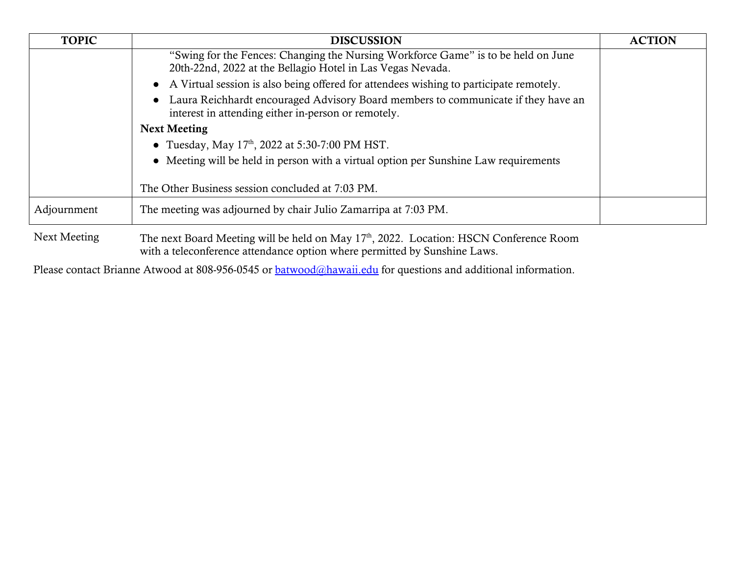| TOPIC | DISCUSSION | ACTION |
|---|---|---|
| | "Swing for the Fences: Changing the Nursing Workforce Game" is to be held on June 20th-22nd, 2022 at the Bellagio Hotel in Las Vegas Nevada.<br>● A Virtual session is also being offered for attendees wishing to participate remotely.<br>● Laura Reichhardt encouraged Advisory Board members to communicate if they have an interest in attending either in-person or remotely.<br>**Next Meeting**<br>● Tuesday, May 17th, 2022 at 5:30-7:00 PM HST.<br>● Meeting will be held in person with a virtual option per Sunshine Law requirements<br><br>The Other Business session concluded at 7:03 PM. | |
| Adjournment | The meeting was adjourned by chair Julio Zamarripa at 7:03 PM. | |

Next Meeting — The next Board Meeting will be held on May 17th, 2022. Location: HSCN Conference Room with a teleconference attendance option where permitted by Sunshine Laws.

Please contact Brianne Atwood at 808-956-0545 or batwood@hawaii.edu for questions and additional information.